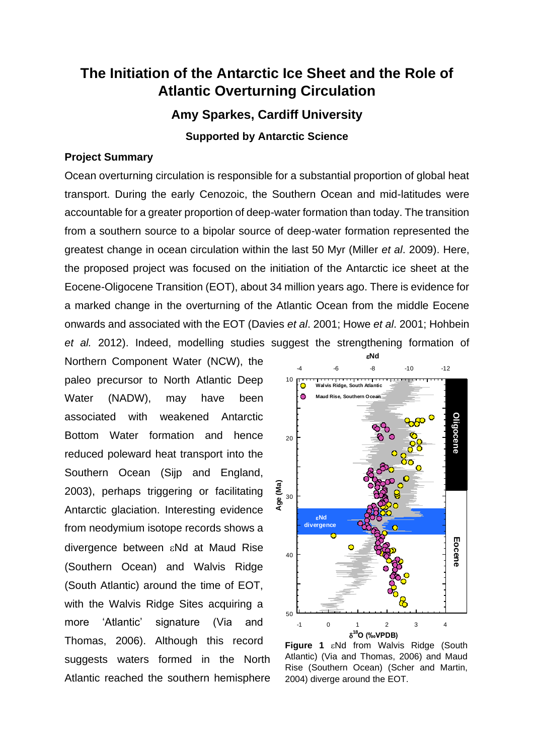# The Initiation of the Antarctic Ice Sheet and the Role of Atlantic Overturning Circulation

## Amy Sparkes, Cardiff University

### Supported by Antarctic Science

**Project Summary**

Ocean overturning circulation is responsible for a substantial proportion of global heat transport. During the early Cenozoic, the Southern Ocean and mid-latitudes were accountable for a greater proportion of deep-water formation than today. The transition from a southern source to a bipolar source of deep-water formation represented the greatest change in ocean circulation within the last 50 Myr (Miller *et al*. 2009). Here, the proposed project was focused on the initiation of the Antarctic ice sheet at the Eocene-Oligocene Transition (EOT), about 34 million years ago. There is evidence for a marked change in the overturning of the Atlantic Ocean from the middle Eocene onwards and associated with the EOT (Davies *et al*. 2001; Howe *et al*. 2001; Hohbein *et al.* 2012). Indeed, modelling studies suggest the strengthening formation of Northern Component Water (NCW), the paleo precursor to North Atlantic Deep Water (NADW), may have been associated with weakened Antarctic Bottom Water formation and hence reduced poleward heat transport into the Southern Ocean (Sijp and England, 2003), perhaps triggering or facilitating Antarctic glaciation. Interesting evidence from neodymium isotope records shows a divergence between εNd at Maud Rise (Southern Ocean) and Walvis Ridge (South Atlantic) around the time of EOT, with the Walvis Ridge Sites acquiring a more 'Atlantic' signature (Via and Thomas, 2006). Although this record suggests waters formed in the North Atlantic reached the southern hemisphere

**Figure 1** εNd from Walvis Ridge (South Atlantic) (Via and Thomas, 2006) and Maud Rise (Southern Ocean) (Scher and Martin, 2004) diverge around the EOT.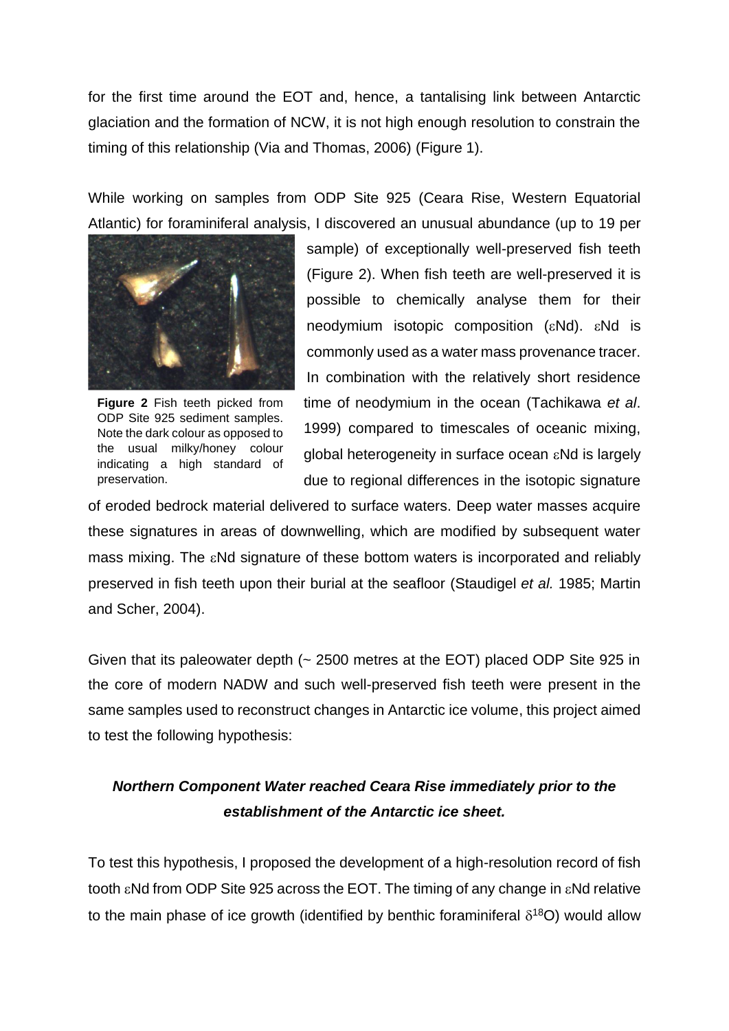for the first time around the EOT and, hence, a tantalising link between Antarctic glaciation and the formation of NCW, it is not high enough resolution to constrain the timing of this relationship (Via and Thomas, 2006) (Figure 1).

While working on samples from ODP Site 925 (Ceara Rise, Western Equatorial Atlantic) for foraminiferal analysis, I discovered an unusual abundance (up to 19 per sample) of exceptionally well-preserved fish teeth (Figure 2). When fish teeth are well-preserved it is possible to chemically analyse them for their neodymium isotopic composition (εNd). εNd is commonly used as a water mass provenance tracer. In combination with the relatively short residence time of neodymium in the ocean (Tachikawa *et al*. 1999) compared to timescales of oceanic mixing, global heterogeneity in surface ocean εNd is largely due to regional differences in the isotopic signature of eroded bedrock material delivered to surface waters. Deep water masses acquire these signatures in areas of downwelling, which are modified by subsequent water mass mixing. The εNd signature of these bottom waters is incorporated and reliably preserved in fish teeth upon their burial at the seafloor (Staudigel *et al.* 1985; Martin and Scher, 2004).

**Figure 2** Fish teeth picked from ODP Site 925 sediment samples. Note the dark colour as opposed to the usual milky/honey colour indicating a high standard of preservation.

Given that its paleowater depth (~ 2500 metres at the EOT) placed ODP Site 925 in the core of modern NADW and such well-preserved fish teeth were present in the same samples used to reconstruct changes in Antarctic ice volume, this project aimed to test the following hypothesis:

***Northern Component Water reached Ceara Rise immediately prior to the establishment of the Antarctic ice sheet.***

To test this hypothesis, I proposed the development of a high-resolution record of fish tooth εNd from ODP Site 925 across the EOT. The timing of any change in εNd relative to the main phase of ice growth (identified by benthic foraminiferal $\delta^{18}O$) would allow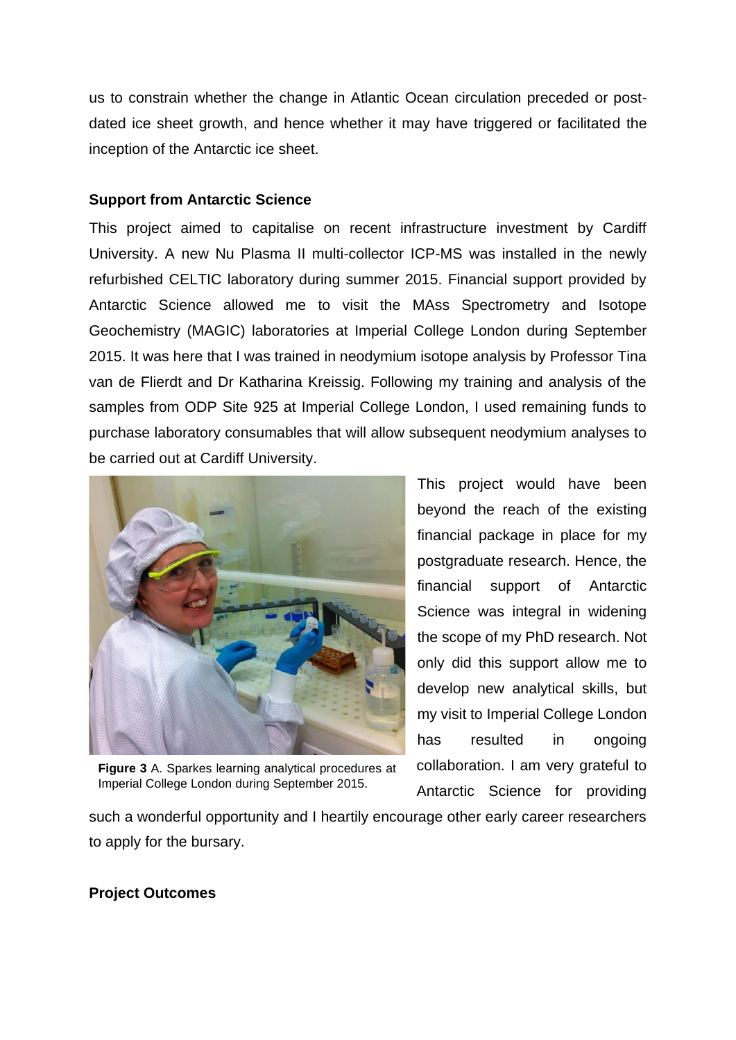us to constrain whether the change in Atlantic Ocean circulation preceded or post-dated ice sheet growth, and hence whether it may have triggered or facilitated the inception of the Antarctic ice sheet.

**Support from Antarctic Science**

This project aimed to capitalise on recent infrastructure investment by Cardiff University. A new Nu Plasma II multi-collector ICP-MS was installed in the newly refurbished CELTIC laboratory during summer 2015. Financial support provided by Antarctic Science allowed me to visit the MAss Spectrometry and Isotope Geochemistry (MAGIC) laboratories at Imperial College London during September 2015. It was here that I was trained in neodymium isotope analysis by Professor Tina van de Flierdt and Dr Katharina Kreissig. Following my training and analysis of the samples from ODP Site 925 at Imperial College London, I used remaining funds to purchase laboratory consumables that will allow subsequent neodymium analyses to be carried out at Cardiff University.

**Figure 3** A. Sparkes learning analytical procedures at Imperial College London during September 2015.

This project would have been beyond the reach of the existing financial package in place for my postgraduate research. Hence, the financial support of Antarctic Science was integral in widening the scope of my PhD research. Not only did this support allow me to develop new analytical skills, but my visit to Imperial College London has resulted in ongoing collaboration. I am very grateful to Antarctic Science for providing such a wonderful opportunity and I heartily encourage other early career researchers to apply for the bursary.

**Project Outcomes**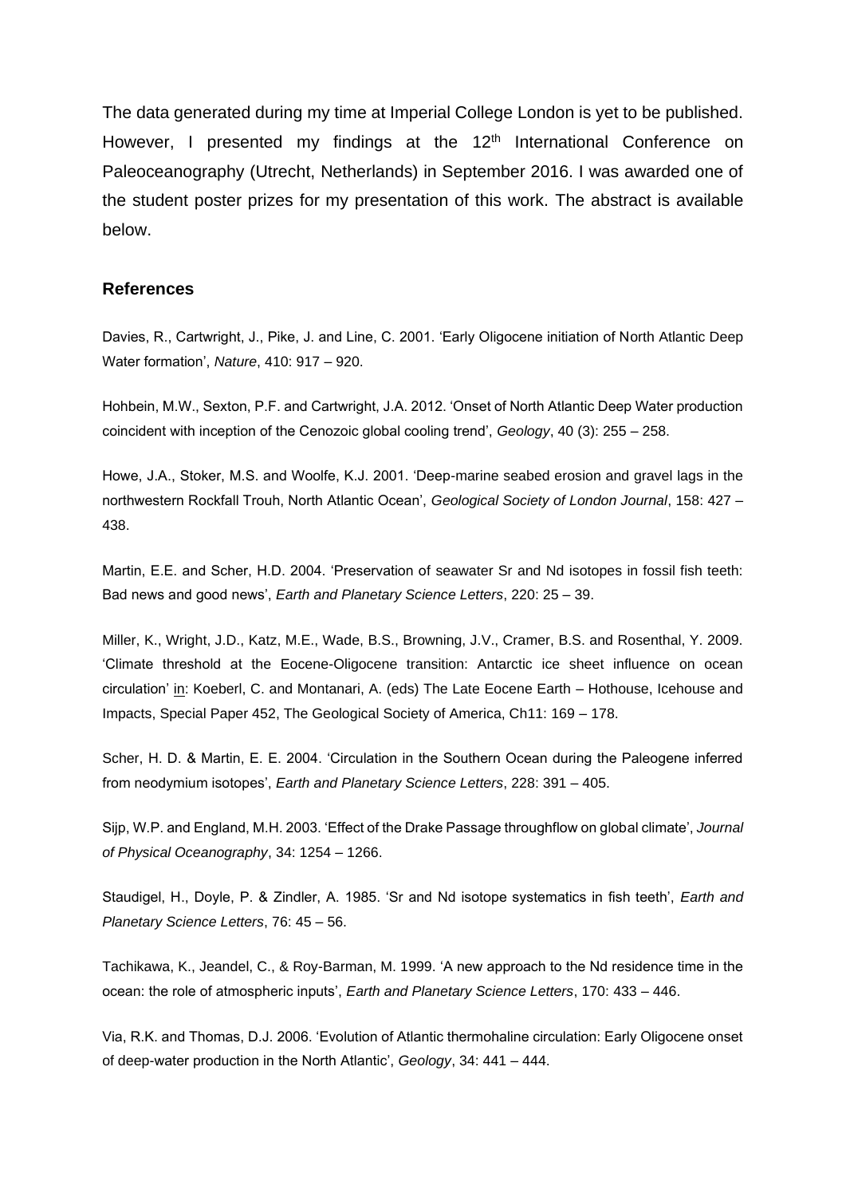The data generated during my time at Imperial College London is yet to be published. However, I presented my findings at the 12th International Conference on Paleoceanography (Utrecht, Netherlands) in September 2016. I was awarded one of the student poster prizes for my presentation of this work. The abstract is available below.

## References

Davies, R., Cartwright, J., Pike, J. and Line, C. 2001. 'Early Oligocene initiation of North Atlantic Deep Water formation', *Nature*, 410: 917 – 920.

Hohbein, M.W., Sexton, P.F. and Cartwright, J.A. 2012. 'Onset of North Atlantic Deep Water production coincident with inception of the Cenozoic global cooling trend', *Geology*, 40 (3): 255 – 258.

Howe, J.A., Stoker, M.S. and Woolfe, K.J. 2001. 'Deep-marine seabed erosion and gravel lags in the northwestern Rockfall Trouh, North Atlantic Ocean', *Geological Society of London Journal*, 158: 427 – 438.

Martin, E.E. and Scher, H.D. 2004. 'Preservation of seawater Sr and Nd isotopes in fossil fish teeth: Bad news and good news', *Earth and Planetary Science Letters*, 220: 25 – 39.

Miller, K., Wright, J.D., Katz, M.E., Wade, B.S., Browning, J.V., Cramer, B.S. and Rosenthal, Y. 2009. 'Climate threshold at the Eocene-Oligocene transition: Antarctic ice sheet influence on ocean circulation' in: Koeberl, C. and Montanari, A. (eds) The Late Eocene Earth – Hothouse, Icehouse and Impacts, Special Paper 452, The Geological Society of America, Ch11: 169 – 178.

Scher, H. D. & Martin, E. E. 2004. 'Circulation in the Southern Ocean during the Paleogene inferred from neodymium isotopes', *Earth and Planetary Science Letters*, 228: 391 – 405.

Sijp, W.P. and England, M.H. 2003. 'Effect of the Drake Passage throughflow on global climate', *Journal of Physical Oceanography*, 34: 1254 – 1266.

Staudigel, H., Doyle, P. & Zindler, A. 1985. 'Sr and Nd isotope systematics in fish teeth', *Earth and Planetary Science Letters*, 76: 45 – 56.

Tachikawa, K., Jeandel, C., & Roy-Barman, M. 1999. 'A new approach to the Nd residence time in the ocean: the role of atmospheric inputs', *Earth and Planetary Science Letters*, 170: 433 – 446.

Via, R.K. and Thomas, D.J. 2006. 'Evolution of Atlantic thermohaline circulation: Early Oligocene onset of deep-water production in the North Atlantic', *Geology*, 34: 441 – 444.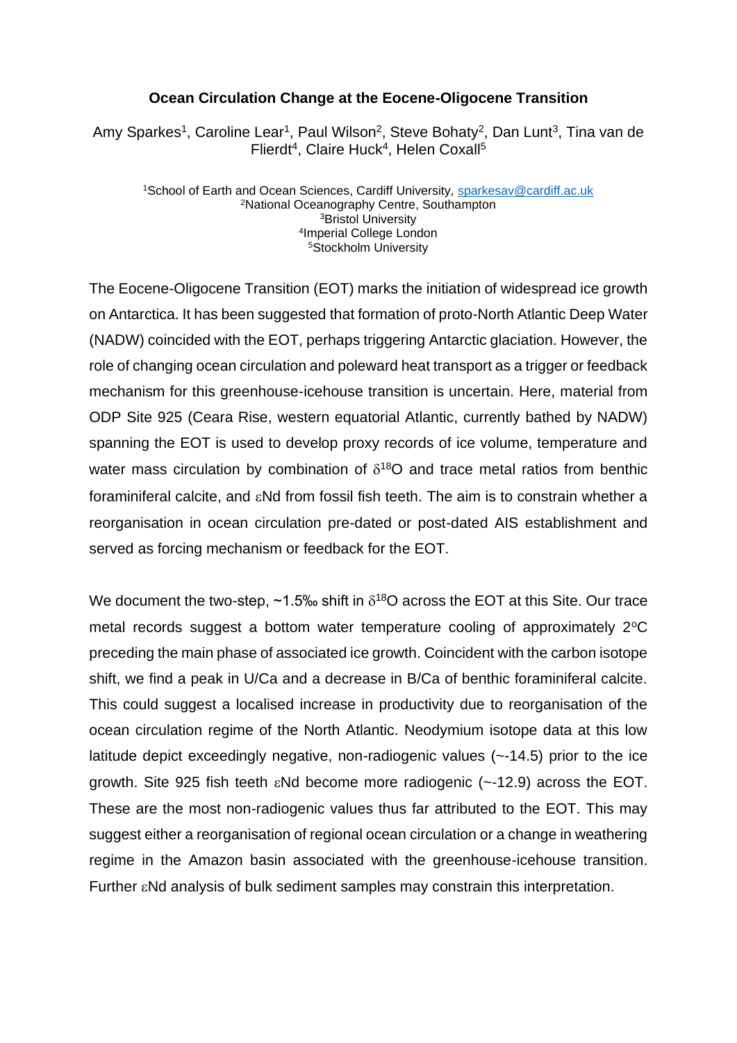**Ocean Circulation Change at the Eocene-Oligocene Transition**

Amy Sparkes[1], Caroline Lear[1], Paul Wilson[2], Steve Bohaty[2], Dan Lunt[3], Tina van de Flierdt[4], Claire Huck[4], Helen Coxall[5]

[1]School of Earth and Ocean Sciences, Cardiff University, sparkesav@cardiff.ac.uk
[2]National Oceanography Centre, Southampton
[3]Bristol University
[4]Imperial College London
[5]Stockholm University

The Eocene-Oligocene Transition (EOT) marks the initiation of widespread ice growth on Antarctica. It has been suggested that formation of proto-North Atlantic Deep Water (NADW) coincided with the EOT, perhaps triggering Antarctic glaciation. However, the role of changing ocean circulation and poleward heat transport as a trigger or feedback mechanism for this greenhouse-icehouse transition is uncertain. Here, material from ODP Site 925 (Ceara Rise, western equatorial Atlantic, currently bathed by NADW) spanning the EOT is used to develop proxy records of ice volume, temperature and water mass circulation by combination of $\delta^{18}O$ and trace metal ratios from benthic foraminiferal calcite, and $\varepsilon Nd$ from fossil fish teeth. The aim is to constrain whether a reorganisation in ocean circulation pre-dated or post-dated AIS establishment and served as forcing mechanism or feedback for the EOT.

We document the two-step, ~1.5‰ shift in $\delta^{18}O$ across the EOT at this Site. Our trace metal records suggest a bottom water temperature cooling of approximately 2$^{o}$C preceding the main phase of associated ice growth. Coincident with the carbon isotope shift, we find a peak in U/Ca and a decrease in B/Ca of benthic foraminiferal calcite. This could suggest a localised increase in productivity due to reorganisation of the ocean circulation regime of the North Atlantic. Neodymium isotope data at this low latitude depict exceedingly negative, non-radiogenic values (~-14.5) prior to the ice growth. Site 925 fish teeth $\varepsilon Nd$ become more radiogenic (~-12.9) across the EOT. These are the most non-radiogenic values thus far attributed to the EOT. This may suggest either a reorganisation of regional ocean circulation or a change in weathering regime in the Amazon basin associated with the greenhouse-icehouse transition. Further $\varepsilon Nd$ analysis of bulk sediment samples may constrain this interpretation.